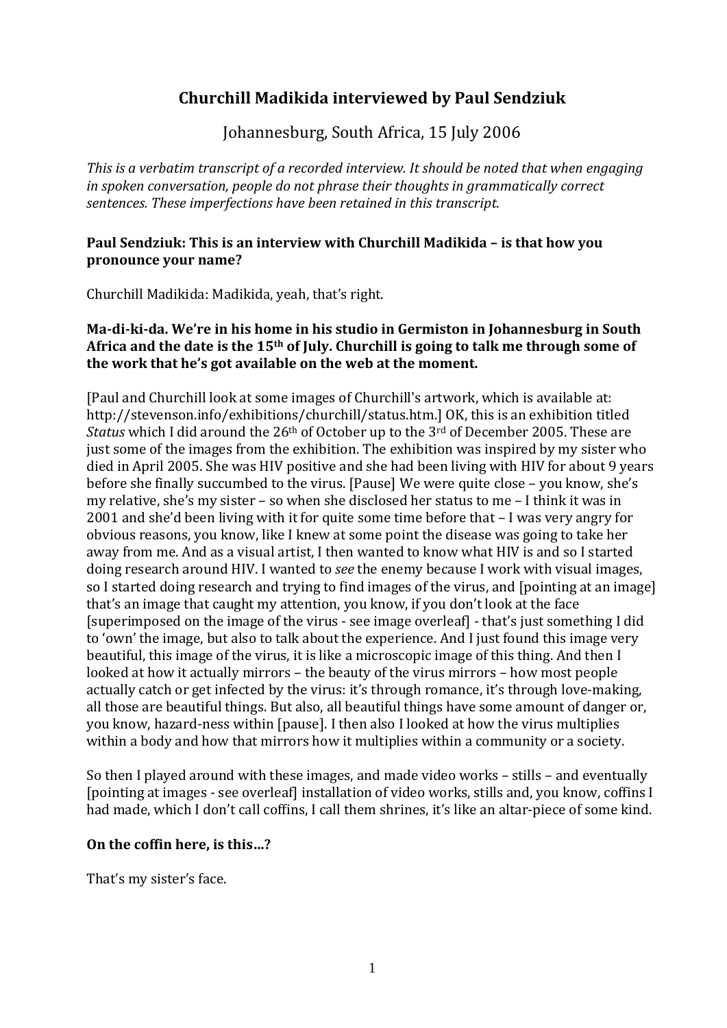# Churchill Madikida interviewed by Paul Sendziuk

## Johannesburg, South Africa, 15 July 2006

*This is a verbatim transcript of a recorded interview. It should be noted that when engaging in spoken conversation, people do not phrase their thoughts in grammatically correct sentences. These imperfections have been retained in this transcript.*

**Paul Sendziuk: This is an interview with Churchill Madikida – is that how you pronounce your name?**

Churchill Madikida: Madikida, yeah, that's right.

**Ma-di-ki-da. We're in his home in his studio in Germiston in Johannesburg in South Africa and the date is the 15th of July. Churchill is going to talk me through some of the work that he's got available on the web at the moment.**

[Paul and Churchill look at some images of Churchill's artwork, which is available at: http://stevenson.info/exhibitions/churchill/status.htm.] OK, this is an exhibition titled *Status* which I did around the 26th of October up to the 3rd of December 2005. These are just some of the images from the exhibition. The exhibition was inspired by my sister who died in April 2005. She was HIV positive and she had been living with HIV for about 9 years before she finally succumbed to the virus. [Pause] We were quite close – you know, she's my relative, she's my sister – so when she disclosed her status to me – I think it was in 2001 and she'd been living with it for quite some time before that – I was very angry for obvious reasons, you know, like I knew at some point the disease was going to take her away from me. And as a visual artist, I then wanted to know what HIV is and so I started doing research around HIV. I wanted to *see* the enemy because I work with visual images, so I started doing research and trying to find images of the virus, and [pointing at an image] that's an image that caught my attention, you know, if you don't look at the face [superimposed on the image of the virus - see image overleaf] - that's just something I did to 'own' the image, but also to talk about the experience. And I just found this image very beautiful, this image of the virus, it is like a microscopic image of this thing. And then I looked at how it actually mirrors – the beauty of the virus mirrors – how most people actually catch or get infected by the virus: it's through romance, it's through love-making, all those are beautiful things. But also, all beautiful things have some amount of danger or, you know, hazard-ness within [pause]. I then also I looked at how the virus multiplies within a body and how that mirrors how it multiplies within a community or a society.

So then I played around with these images, and made video works – stills – and eventually [pointing at images - see overleaf] installation of video works, stills and, you know, coffins I had made, which I don't call coffins, I call them shrines, it's like an altar-piece of some kind.

**On the coffin here, is this…?**

That's my sister's face.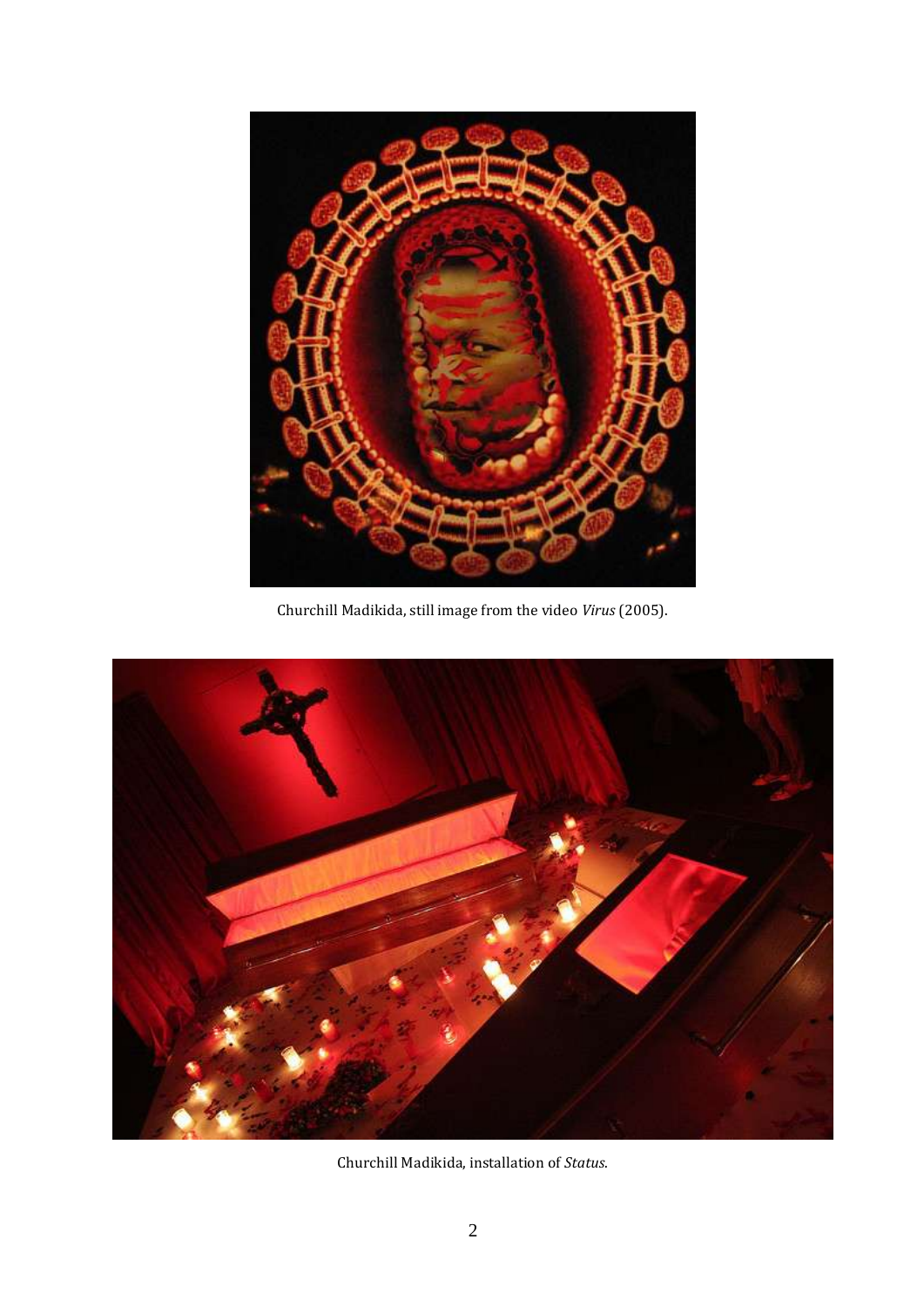Churchill Madikida, still image from the video *Virus* (2005).

Churchill Madikida, installation of *Status*.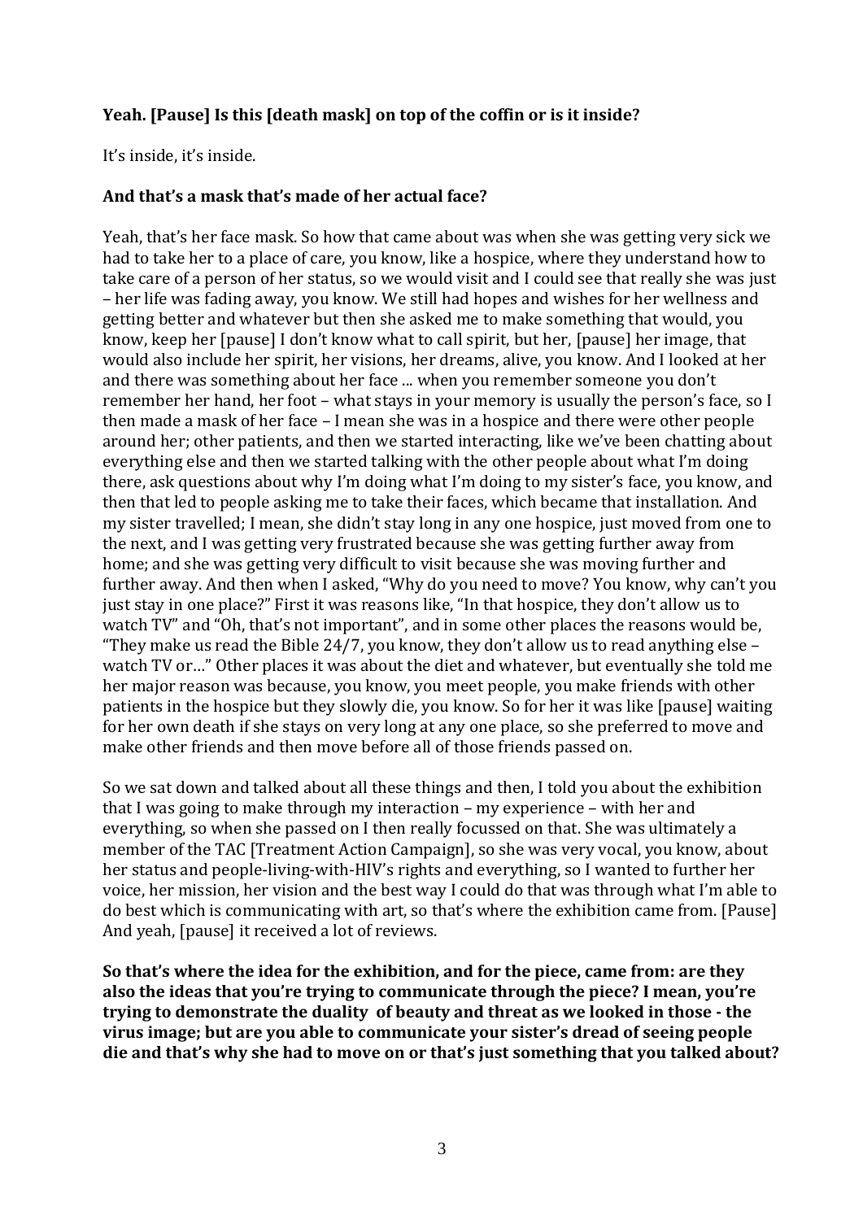**Yeah. [Pause] Is this [death mask] on top of the coffin or is it inside?**

It's inside, it's inside.

**And that's a mask that's made of her actual face?**

Yeah, that's her face mask. So how that came about was when she was getting very sick we had to take her to a place of care, you know, like a hospice, where they understand how to take care of a person of her status, so we would visit and I could see that really she was just – her life was fading away, you know. We still had hopes and wishes for her wellness and getting better and whatever but then she asked me to make something that would, you know, keep her [pause] I don't know what to call spirit, but her, [pause] her image, that would also include her spirit, her visions, her dreams, alive, you know. And I looked at her and there was something about her face ... when you remember someone you don't remember her hand, her foot – what stays in your memory is usually the person's face, so I then made a mask of her face – I mean she was in a hospice and there were other people around her; other patients, and then we started interacting, like we've been chatting about everything else and then we started talking with the other people about what I'm doing there, ask questions about why I'm doing what I'm doing to my sister's face, you know, and then that led to people asking me to take their faces, which became that installation. And my sister travelled; I mean, she didn't stay long in any one hospice, just moved from one to the next, and I was getting very frustrated because she was getting further away from home; and she was getting very difficult to visit because she was moving further and further away. And then when I asked, "Why do you need to move? You know, why can't you just stay in one place?" First it was reasons like, "In that hospice, they don't allow us to watch TV" and "Oh, that's not important", and in some other places the reasons would be, "They make us read the Bible 24/7, you know, they don't allow us to read anything else – watch TV or…" Other places it was about the diet and whatever, but eventually she told me her major reason was because, you know, you meet people, you make friends with other patients in the hospice but they slowly die, you know. So for her it was like [pause] waiting for her own death if she stays on very long at any one place, so she preferred to move and make other friends and then move before all of those friends passed on.

So we sat down and talked about all these things and then, I told you about the exhibition that I was going to make through my interaction – my experience – with her and everything, so when she passed on I then really focussed on that. She was ultimately a member of the TAC [Treatment Action Campaign], so she was very vocal, you know, about her status and people-living-with-HIV's rights and everything, so I wanted to further her voice, her mission, her vision and the best way I could do that was through what I'm able to do best which is communicating with art, so that's where the exhibition came from. [Pause] And yeah, [pause] it received a lot of reviews.

**So that's where the idea for the exhibition, and for the piece, came from: are they also the ideas that you're trying to communicate through the piece? I mean, you're trying to demonstrate the duality of beauty and threat as we looked in those - the virus image; but are you able to communicate your sister's dread of seeing people die and that's why she had to move on or that's just something that you talked about?**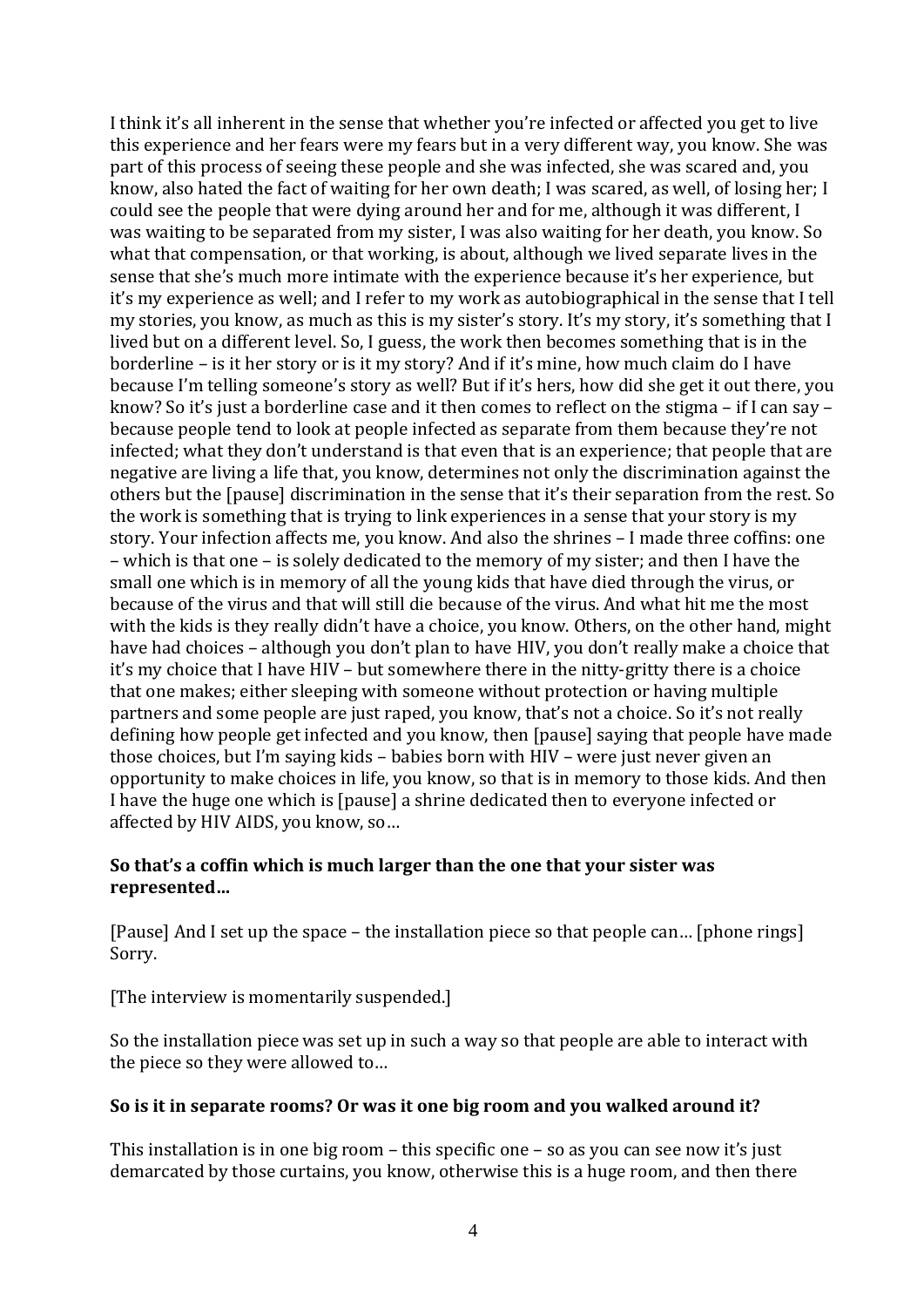I think it's all inherent in the sense that whether you're infected or affected you get to live this experience and her fears were my fears but in a very different way, you know. She was part of this process of seeing these people and she was infected, she was scared and, you know, also hated the fact of waiting for her own death; I was scared, as well, of losing her; I could see the people that were dying around her and for me, although it was different, I was waiting to be separated from my sister, I was also waiting for her death, you know. So what that compensation, or that working, is about, although we lived separate lives in the sense that she's much more intimate with the experience because it's her experience, but it's my experience as well; and I refer to my work as autobiographical in the sense that I tell my stories, you know, as much as this is my sister's story. It's my story, it's something that I lived but on a different level. So, I guess, the work then becomes something that is in the borderline – is it her story or is it my story? And if it's mine, how much claim do I have because I'm telling someone's story as well? But if it's hers, how did she get it out there, you know? So it's just a borderline case and it then comes to reflect on the stigma – if I can say – because people tend to look at people infected as separate from them because they're not infected; what they don't understand is that even that is an experience; that people that are negative are living a life that, you know, determines not only the discrimination against the others but the [pause] discrimination in the sense that it's their separation from the rest. So the work is something that is trying to link experiences in a sense that your story is my story. Your infection affects me, you know. And also the shrines – I made three coffins: one – which is that one – is solely dedicated to the memory of my sister; and then I have the small one which is in memory of all the young kids that have died through the virus, or because of the virus and that will still die because of the virus. And what hit me the most with the kids is they really didn't have a choice, you know. Others, on the other hand, might have had choices – although you don't plan to have HIV, you don't really make a choice that it's my choice that I have HIV – but somewhere there in the nitty-gritty there is a choice that one makes; either sleeping with someone without protection or having multiple partners and some people are just raped, you know, that's not a choice. So it's not really defining how people get infected and you know, then [pause] saying that people have made those choices, but I'm saying kids – babies born with HIV – were just never given an opportunity to make choices in life, you know, so that is in memory to those kids. And then I have the huge one which is [pause] a shrine dedicated then to everyone infected or affected by HIV AIDS, you know, so…

**So that's a coffin which is much larger than the one that your sister was represented…**

[Pause] And I set up the space – the installation piece so that people can… [phone rings] Sorry.

[The interview is momentarily suspended.]

So the installation piece was set up in such a way so that people are able to interact with the piece so they were allowed to…

**So is it in separate rooms? Or was it one big room and you walked around it?**

This installation is in one big room – this specific one – so as you can see now it's just demarcated by those curtains, you know, otherwise this is a huge room, and then there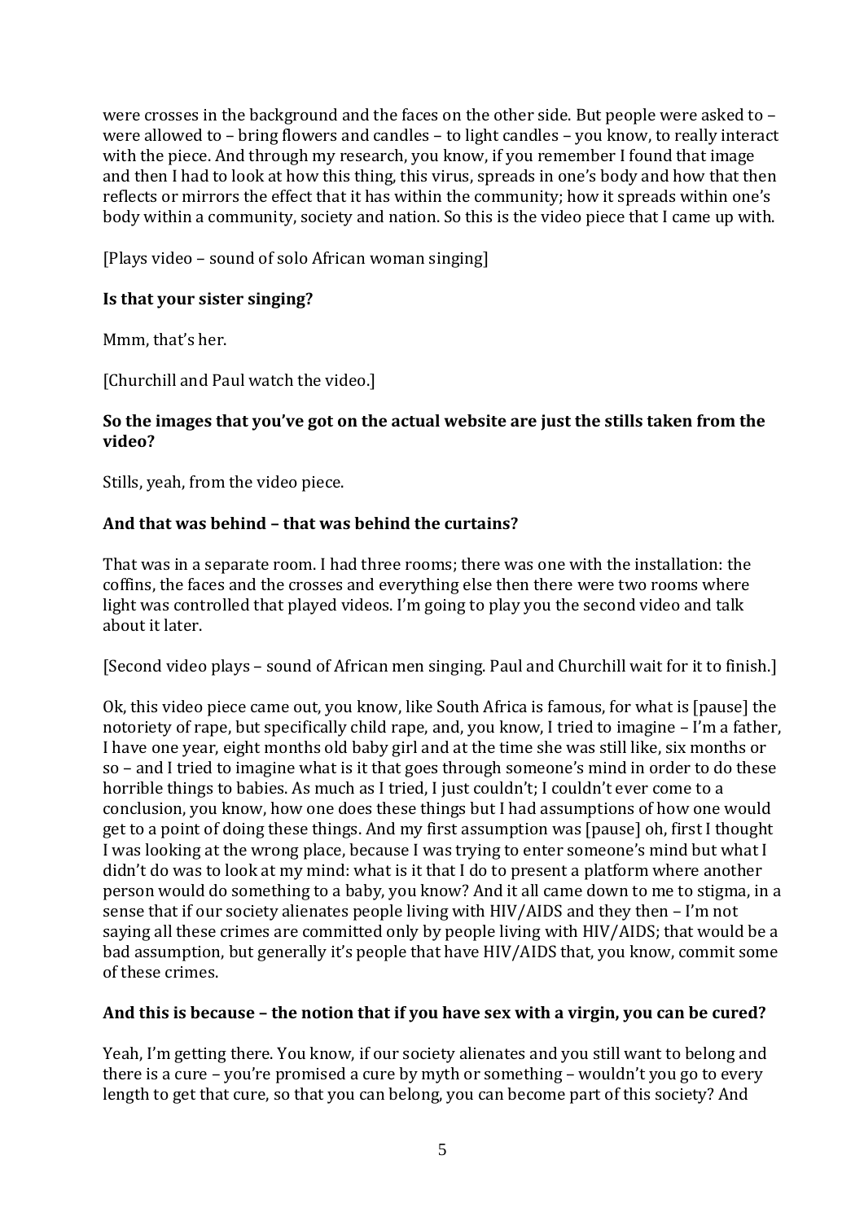were crosses in the background and the faces on the other side. But people were asked to – were allowed to – bring flowers and candles – to light candles – you know, to really interact with the piece. And through my research, you know, if you remember I found that image and then I had to look at how this thing, this virus, spreads in one's body and how that then reflects or mirrors the effect that it has within the community; how it spreads within one's body within a community, society and nation. So this is the video piece that I came up with.

[Plays video – sound of solo African woman singing]

**Is that your sister singing?**

Mmm, that's her.

[Churchill and Paul watch the video.]

**So the images that you've got on the actual website are just the stills taken from the video?**

Stills, yeah, from the video piece.

**And that was behind – that was behind the curtains?**

That was in a separate room. I had three rooms; there was one with the installation: the coffins, the faces and the crosses and everything else then there were two rooms where light was controlled that played videos. I'm going to play you the second video and talk about it later.

[Second video plays – sound of African men singing. Paul and Churchill wait for it to finish.]

Ok, this video piece came out, you know, like South Africa is famous, for what is [pause] the notoriety of rape, but specifically child rape, and, you know, I tried to imagine – I'm a father, I have one year, eight months old baby girl and at the time she was still like, six months or so – and I tried to imagine what is it that goes through someone's mind in order to do these horrible things to babies. As much as I tried, I just couldn't; I couldn't ever come to a conclusion, you know, how one does these things but I had assumptions of how one would get to a point of doing these things. And my first assumption was [pause] oh, first I thought I was looking at the wrong place, because I was trying to enter someone's mind but what I didn't do was to look at my mind: what is it that I do to present a platform where another person would do something to a baby, you know? And it all came down to me to stigma, in a sense that if our society alienates people living with HIV/AIDS and they then – I'm not saying all these crimes are committed only by people living with HIV/AIDS; that would be a bad assumption, but generally it's people that have HIV/AIDS that, you know, commit some of these crimes.

**And this is because – the notion that if you have sex with a virgin, you can be cured?**

Yeah, I'm getting there. You know, if our society alienates and you still want to belong and there is a cure – you're promised a cure by myth or something – wouldn't you go to every length to get that cure, so that you can belong, you can become part of this society? And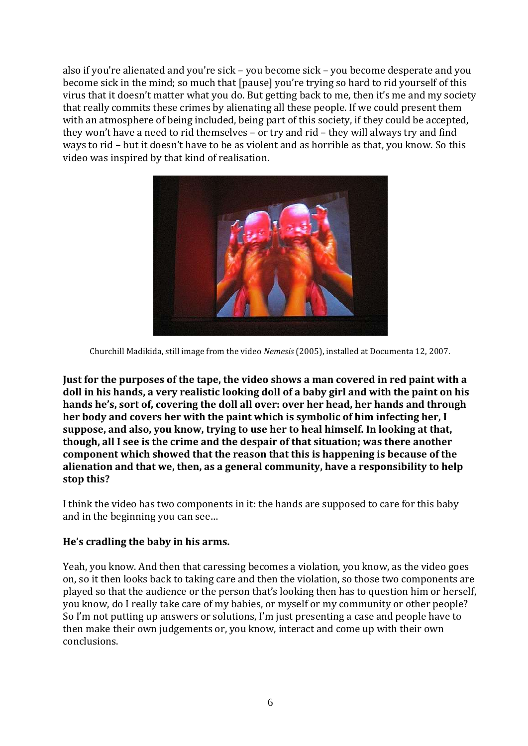also if you're alienated and you're sick – you become sick – you become desperate and you become sick in the mind; so much that [pause] you're trying so hard to rid yourself of this virus that it doesn't matter what you do. But getting back to me, then it's me and my society that really commits these crimes by alienating all these people. If we could present them with an atmosphere of being included, being part of this society, if they could be accepted, they won't have a need to rid themselves – or try and rid – they will always try and find ways to rid – but it doesn't have to be as violent and as horrible as that, you know. So this video was inspired by that kind of realisation.

Churchill Madikida, still image from the video *Nemesis* (2005), installed at Documenta 12, 2007.

**Just for the purposes of the tape, the video shows a man covered in red paint with a doll in his hands, a very realistic looking doll of a baby girl and with the paint on his hands he's, sort of, covering the doll all over: over her head, her hands and through her body and covers her with the paint which is symbolic of him infecting her, I suppose, and also, you know, trying to use her to heal himself. In looking at that, though, all I see is the crime and the despair of that situation; was there another component which showed that the reason that this is happening is because of the alienation and that we, then, as a general community, have a responsibility to help stop this?**

I think the video has two components in it: the hands are supposed to care for this baby and in the beginning you can see…

**He's cradling the baby in his arms.**

Yeah, you know. And then that caressing becomes a violation, you know, as the video goes on, so it then looks back to taking care and then the violation, so those two components are played so that the audience or the person that's looking then has to question him or herself, you know, do I really take care of my babies, or myself or my community or other people? So I'm not putting up answers or solutions, I'm just presenting a case and people have to then make their own judgements or, you know, interact and come up with their own conclusions.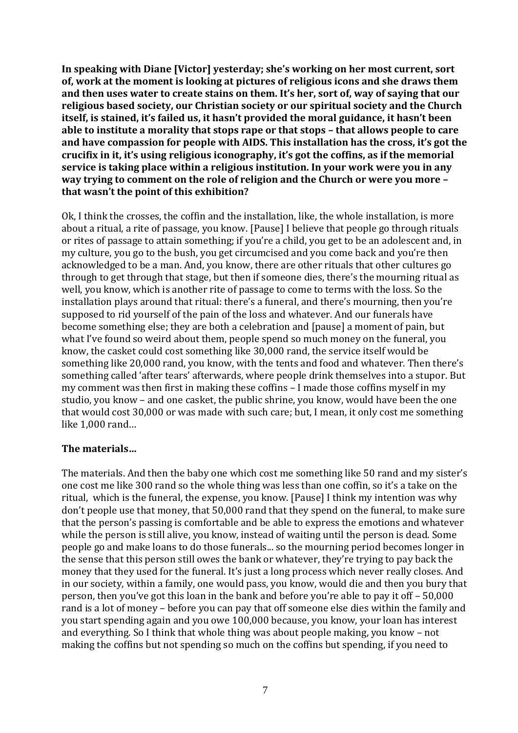**In speaking with Diane [Victor] yesterday; she's working on her most current, sort of, work at the moment is looking at pictures of religious icons and she draws them and then uses water to create stains on them. It's her, sort of, way of saying that our religious based society, our Christian society or our spiritual society and the Church itself, is stained, it's failed us, it hasn't provided the moral guidance, it hasn't been able to institute a morality that stops rape or that stops – that allows people to care and have compassion for people with AIDS. This installation has the cross, it's got the crucifix in it, it's using religious iconography, it's got the coffins, as if the memorial service is taking place within a religious institution. In your work were you in any way trying to comment on the role of religion and the Church or were you more – that wasn't the point of this exhibition?**

Ok, I think the crosses, the coffin and the installation, like, the whole installation, is more about a ritual, a rite of passage, you know. [Pause] I believe that people go through rituals or rites of passage to attain something; if you're a child, you get to be an adolescent and, in my culture, you go to the bush, you get circumcised and you come back and you're then acknowledged to be a man. And, you know, there are other rituals that other cultures go through to get through that stage, but then if someone dies, there's the mourning ritual as well, you know, which is another rite of passage to come to terms with the loss. So the installation plays around that ritual: there's a funeral, and there's mourning, then you're supposed to rid yourself of the pain of the loss and whatever. And our funerals have become something else; they are both a celebration and [pause] a moment of pain, but what I've found so weird about them, people spend so much money on the funeral, you know, the casket could cost something like 30,000 rand, the service itself would be something like 20,000 rand, you know, with the tents and food and whatever. Then there's something called 'after tears' afterwards, where people drink themselves into a stupor. But my comment was then first in making these coffins – I made those coffins myself in my studio, you know – and one casket, the public shrine, you know, would have been the one that would cost 30,000 or was made with such care; but, I mean, it only cost me something like 1,000 rand…

**The materials…**

The materials. And then the baby one which cost me something like 50 rand and my sister's one cost me like 300 rand so the whole thing was less than one coffin, so it's a take on the ritual, which is the funeral, the expense, you know. [Pause] I think my intention was why don't people use that money, that 50,000 rand that they spend on the funeral, to make sure that the person's passing is comfortable and be able to express the emotions and whatever while the person is still alive, you know, instead of waiting until the person is dead. Some people go and make loans to do those funerals... so the mourning period becomes longer in the sense that this person still owes the bank or whatever, they're trying to pay back the money that they used for the funeral. It's just a long process which never really closes. And in our society, within a family, one would pass, you know, would die and then you bury that person, then you've got this loan in the bank and before you're able to pay it off – 50,000 rand is a lot of money – before you can pay that off someone else dies within the family and you start spending again and you owe 100,000 because, you know, your loan has interest and everything. So I think that whole thing was about people making, you know – not making the coffins but not spending so much on the coffins but spending, if you need to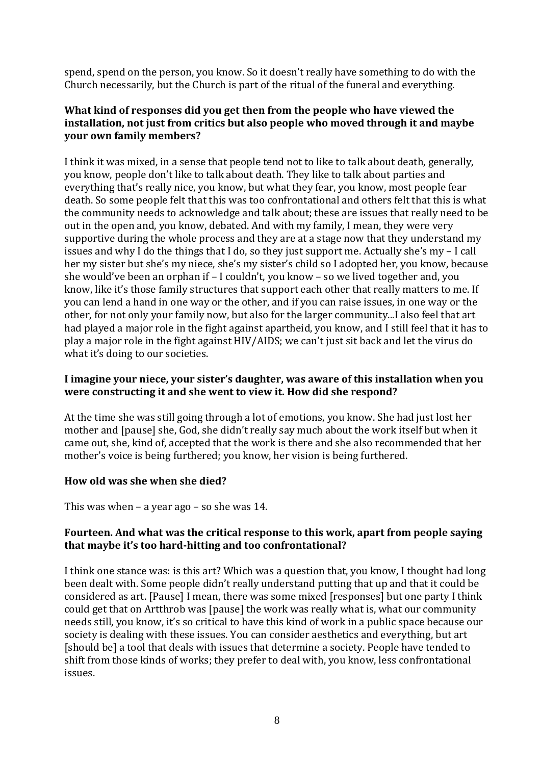spend, spend on the person, you know. So it doesn't really have something to do with the Church necessarily, but the Church is part of the ritual of the funeral and everything.

**What kind of responses did you get then from the people who have viewed the installation, not just from critics but also people who moved through it and maybe your own family members?**

I think it was mixed, in a sense that people tend not to like to talk about death, generally, you know, people don't like to talk about death. They like to talk about parties and everything that's really nice, you know, but what they fear, you know, most people fear death. So some people felt that this was too confrontational and others felt that this is what the community needs to acknowledge and talk about; these are issues that really need to be out in the open and, you know, debated. And with my family, I mean, they were very supportive during the whole process and they are at a stage now that they understand my issues and why I do the things that I do, so they just support me. Actually she's my – I call her my sister but she's my niece, she's my sister's child so I adopted her, you know, because she would've been an orphan if – I couldn't, you know – so we lived together and, you know, like it's those family structures that support each other that really matters to me. If you can lend a hand in one way or the other, and if you can raise issues, in one way or the other, for not only your family now, but also for the larger community...I also feel that art had played a major role in the fight against apartheid, you know, and I still feel that it has to play a major role in the fight against HIV/AIDS; we can't just sit back and let the virus do what it's doing to our societies.

**I imagine your niece, your sister's daughter, was aware of this installation when you were constructing it and she went to view it. How did she respond?**

At the time she was still going through a lot of emotions, you know. She had just lost her mother and [pause] she, God, she didn't really say much about the work itself but when it came out, she, kind of, accepted that the work is there and she also recommended that her mother's voice is being furthered; you know, her vision is being furthered.

**How old was she when she died?**

This was when – a year ago – so she was 14.

**Fourteen. And what was the critical response to this work, apart from people saying that maybe it's too hard-hitting and too confrontational?**

I think one stance was: is this art? Which was a question that, you know, I thought had long been dealt with. Some people didn't really understand putting that up and that it could be considered as art. [Pause] I mean, there was some mixed [responses] but one party I think could get that on Artthrob was [pause] the work was really what is, what our community needs still, you know, it's so critical to have this kind of work in a public space because our society is dealing with these issues. You can consider aesthetics and everything, but art [should be] a tool that deals with issues that determine a society. People have tended to shift from those kinds of works; they prefer to deal with, you know, less confrontational issues.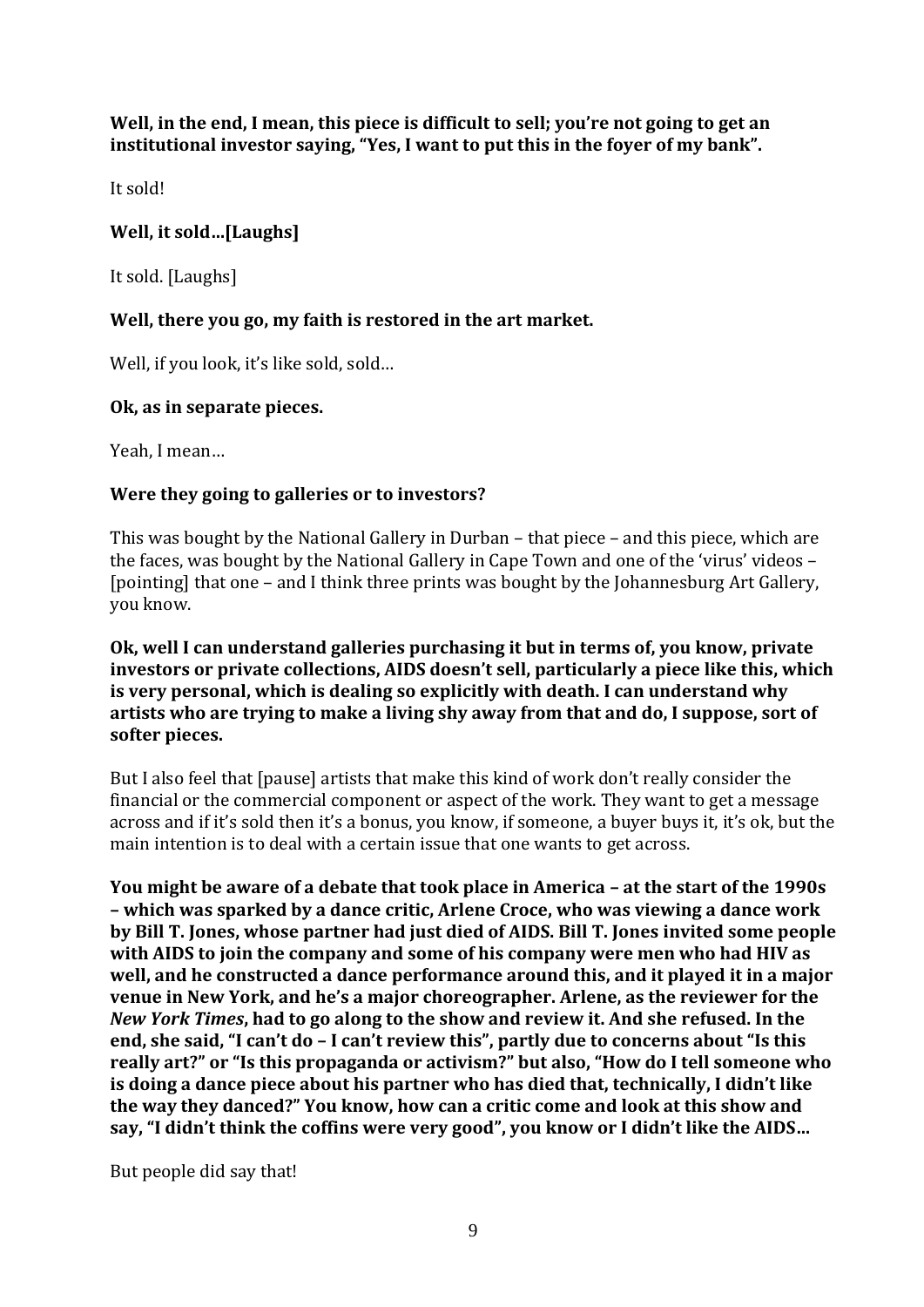**Well, in the end, I mean, this piece is difficult to sell; you're not going to get an institutional investor saying, "Yes, I want to put this in the foyer of my bank".**

It sold!

**Well, it sold…[Laughs]**

It sold. [Laughs]

**Well, there you go, my faith is restored in the art market.**

Well, if you look, it's like sold, sold…

**Ok, as in separate pieces.**

Yeah, I mean…

**Were they going to galleries or to investors?**

This was bought by the National Gallery in Durban – that piece – and this piece, which are the faces, was bought by the National Gallery in Cape Town and one of the 'virus' videos – [pointing] that one – and I think three prints was bought by the Johannesburg Art Gallery, you know.

**Ok, well I can understand galleries purchasing it but in terms of, you know, private investors or private collections, AIDS doesn't sell, particularly a piece like this, which is very personal, which is dealing so explicitly with death. I can understand why artists who are trying to make a living shy away from that and do, I suppose, sort of softer pieces.**

But I also feel that [pause] artists that make this kind of work don't really consider the financial or the commercial component or aspect of the work. They want to get a message across and if it's sold then it's a bonus, you know, if someone, a buyer buys it, it's ok, but the main intention is to deal with a certain issue that one wants to get across.

**You might be aware of a debate that took place in America – at the start of the 1990s – which was sparked by a dance critic, Arlene Croce, who was viewing a dance work by Bill T. Jones, whose partner had just died of AIDS. Bill T. Jones invited some people with AIDS to join the company and some of his company were men who had HIV as well, and he constructed a dance performance around this, and it played it in a major venue in New York, and he's a major choreographer. Arlene, as the reviewer for the *New York Times*, had to go along to the show and review it. And she refused. In the end, she said, "I can't do – I can't review this", partly due to concerns about "Is this really art?" or "Is this propaganda or activism?" but also, "How do I tell someone who is doing a dance piece about his partner who has died that, technically, I didn't like the way they danced?" You know, how can a critic come and look at this show and say, "I didn't think the coffins were very good", you know or I didn't like the AIDS…**

But people did say that!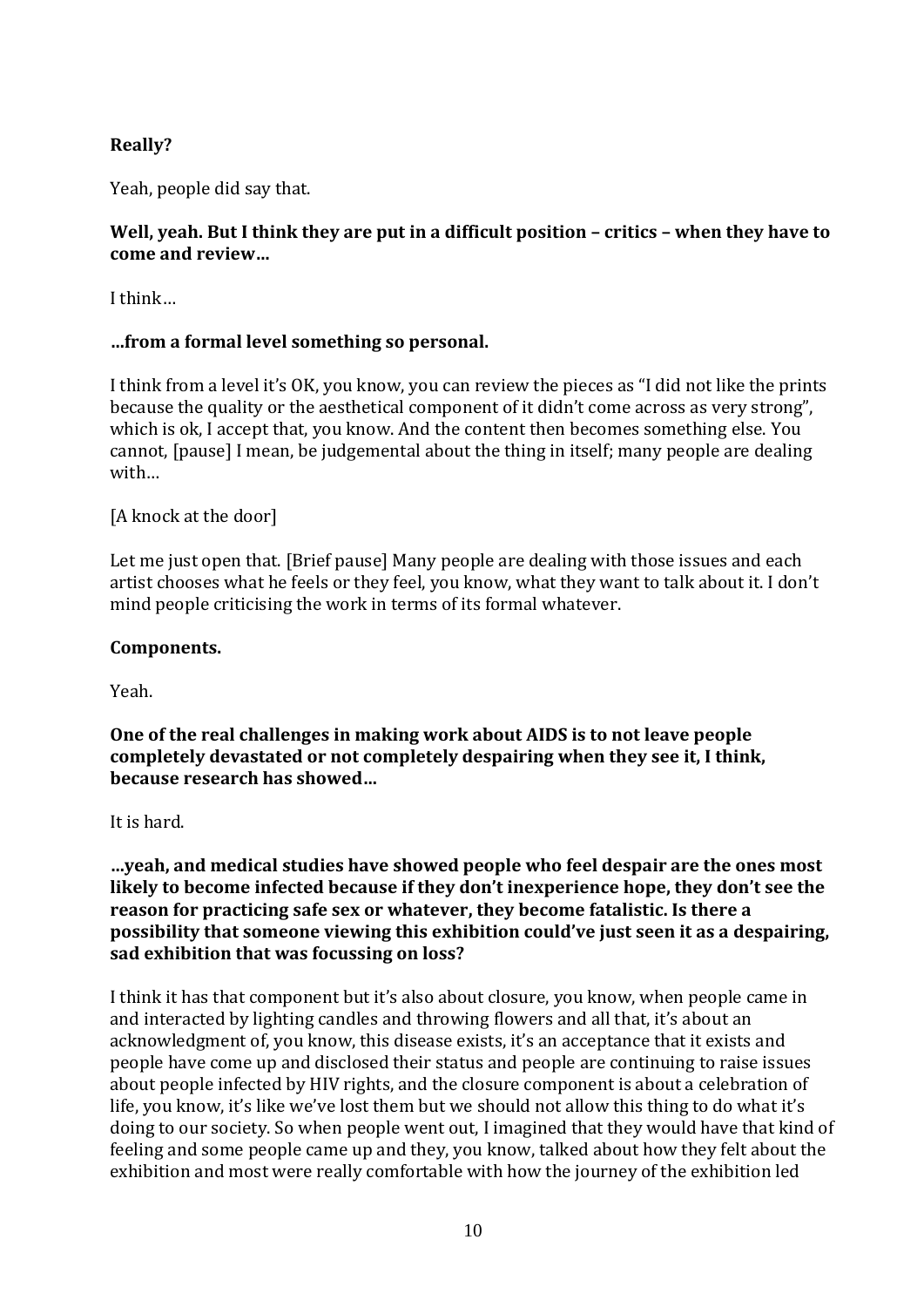**Really?**

Yeah, people did say that.

**Well, yeah. But I think they are put in a difficult position – critics – when they have to come and review…**

I think…

**…from a formal level something so personal.**

I think from a level it's OK, you know, you can review the pieces as "I did not like the prints because the quality or the aesthetical component of it didn't come across as very strong", which is ok, I accept that, you know. And the content then becomes something else. You cannot, [pause] I mean, be judgemental about the thing in itself; many people are dealing with…

[A knock at the door]

Let me just open that. [Brief pause] Many people are dealing with those issues and each artist chooses what he feels or they feel, you know, what they want to talk about it. I don't mind people criticising the work in terms of its formal whatever.

**Components.**

Yeah.

**One of the real challenges in making work about AIDS is to not leave people completely devastated or not completely despairing when they see it, I think, because research has showed…**

It is hard.

**…yeah, and medical studies have showed people who feel despair are the ones most likely to become infected because if they don't inexperience hope, they don't see the reason for practicing safe sex or whatever, they become fatalistic. Is there a possibility that someone viewing this exhibition could've just seen it as a despairing, sad exhibition that was focussing on loss?**

I think it has that component but it's also about closure, you know, when people came in and interacted by lighting candles and throwing flowers and all that, it's about an acknowledgment of, you know, this disease exists, it's an acceptance that it exists and people have come up and disclosed their status and people are continuing to raise issues about people infected by HIV rights, and the closure component is about a celebration of life, you know, it's like we've lost them but we should not allow this thing to do what it's doing to our society. So when people went out, I imagined that they would have that kind of feeling and some people came up and they, you know, talked about how they felt about the exhibition and most were really comfortable with how the journey of the exhibition led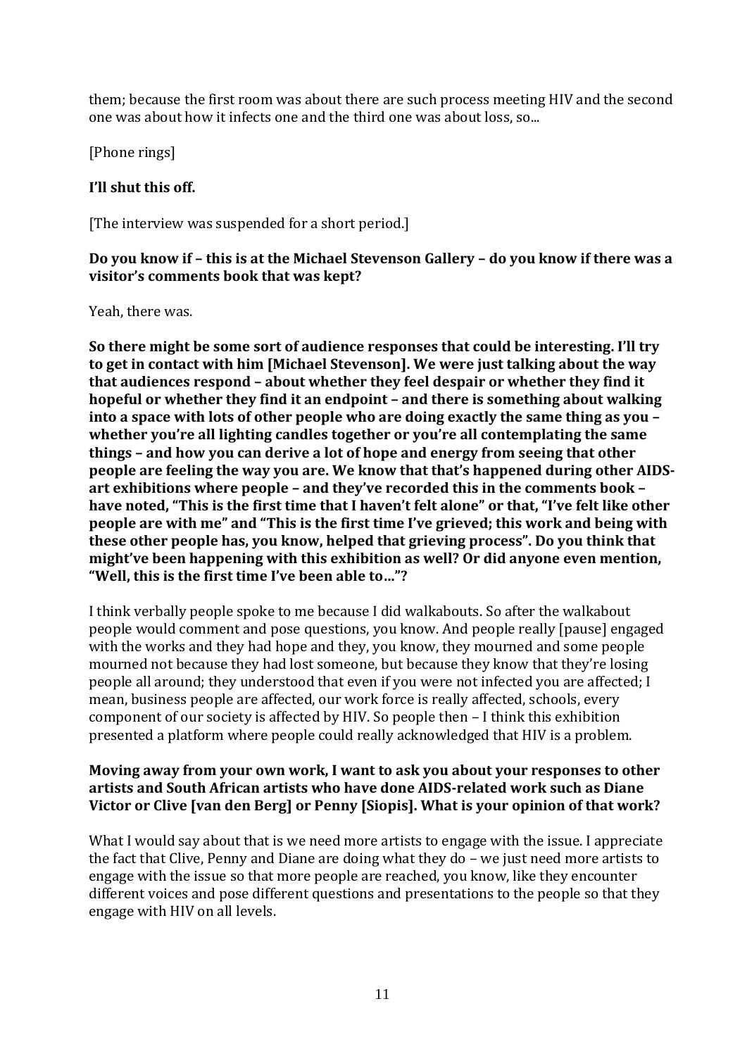them; because the first room was about there are such process meeting HIV and the second one was about how it infects one and the third one was about loss, so...

[Phone rings]

**I'll shut this off.**

[The interview was suspended for a short period.]

**Do you know if – this is at the Michael Stevenson Gallery – do you know if there was a visitor's comments book that was kept?**

Yeah, there was.

**So there might be some sort of audience responses that could be interesting. I'll try to get in contact with him [Michael Stevenson]. We were just talking about the way that audiences respond – about whether they feel despair or whether they find it hopeful or whether they find it an endpoint – and there is something about walking into a space with lots of other people who are doing exactly the same thing as you – whether you're all lighting candles together or you're all contemplating the same things – and how you can derive a lot of hope and energy from seeing that other people are feeling the way you are. We know that that's happened during other AIDS-art exhibitions where people – and they've recorded this in the comments book – have noted, "This is the first time that I haven't felt alone" or that, "I've felt like other people are with me" and "This is the first time I've grieved; this work and being with these other people has, you know, helped that grieving process". Do you think that might've been happening with this exhibition as well? Or did anyone even mention, "Well, this is the first time I've been able to…"?**

I think verbally people spoke to me because I did walkabouts. So after the walkabout people would comment and pose questions, you know. And people really [pause] engaged with the works and they had hope and they, you know, they mourned and some people mourned not because they had lost someone, but because they know that they're losing people all around; they understood that even if you were not infected you are affected; I mean, business people are affected, our work force is really affected, schools, every component of our society is affected by HIV. So people then – I think this exhibition presented a platform where people could really acknowledged that HIV is a problem.

**Moving away from your own work, I want to ask you about your responses to other artists and South African artists who have done AIDS-related work such as Diane Victor or Clive [van den Berg] or Penny [Siopis]. What is your opinion of that work?**

What I would say about that is we need more artists to engage with the issue. I appreciate the fact that Clive, Penny and Diane are doing what they do – we just need more artists to engage with the issue so that more people are reached, you know, like they encounter different voices and pose different questions and presentations to the people so that they engage with HIV on all levels.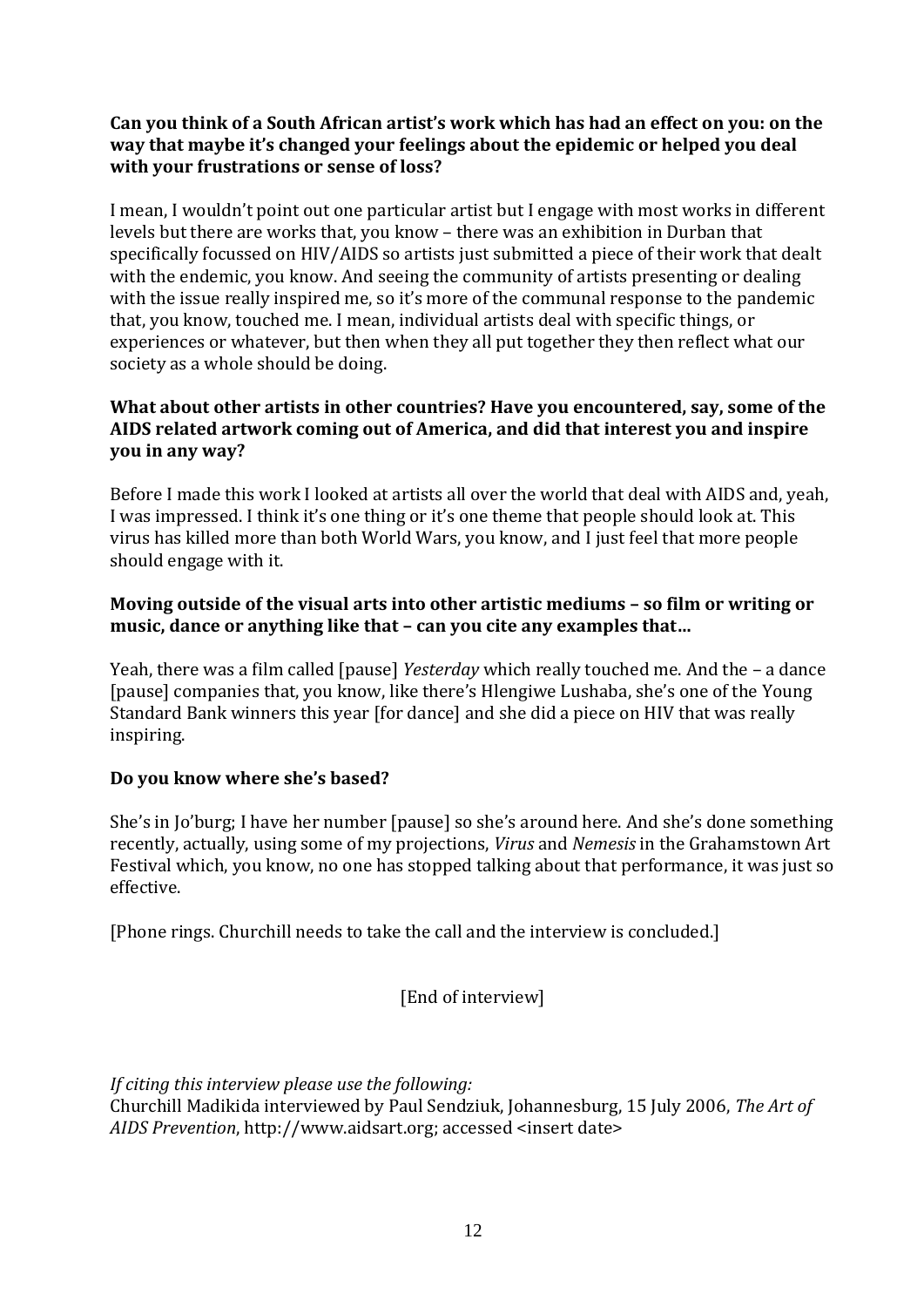**Can you think of a South African artist's work which has had an effect on you: on the way that maybe it's changed your feelings about the epidemic or helped you deal with your frustrations or sense of loss?**

I mean, I wouldn't point out one particular artist but I engage with most works in different levels but there are works that, you know – there was an exhibition in Durban that specifically focussed on HIV/AIDS so artists just submitted a piece of their work that dealt with the endemic, you know. And seeing the community of artists presenting or dealing with the issue really inspired me, so it's more of the communal response to the pandemic that, you know, touched me. I mean, individual artists deal with specific things, or experiences or whatever, but then when they all put together they then reflect what our society as a whole should be doing.

**What about other artists in other countries? Have you encountered, say, some of the AIDS related artwork coming out of America, and did that interest you and inspire you in any way?**

Before I made this work I looked at artists all over the world that deal with AIDS and, yeah, I was impressed. I think it's one thing or it's one theme that people should look at. This virus has killed more than both World Wars, you know, and I just feel that more people should engage with it.

**Moving outside of the visual arts into other artistic mediums – so film or writing or music, dance or anything like that – can you cite any examples that…**

Yeah, there was a film called [pause] *Yesterday* which really touched me. And the – a dance [pause] companies that, you know, like there's Hlengiwe Lushaba, she's one of the Young Standard Bank winners this year [for dance] and she did a piece on HIV that was really inspiring.

**Do you know where she's based?**

She's in Jo'burg; I have her number [pause] so she's around here. And she's done something recently, actually, using some of my projections, *Virus* and *Nemesis* in the Grahamstown Art Festival which, you know, no one has stopped talking about that performance, it was just so effective.

[Phone rings. Churchill needs to take the call and the interview is concluded.]

[End of interview]

*If citing this interview please use the following:*
Churchill Madikida interviewed by Paul Sendziuk, Johannesburg, 15 July 2006, *The Art of AIDS Prevention*, http://www.aidsart.org; accessed <insert date>